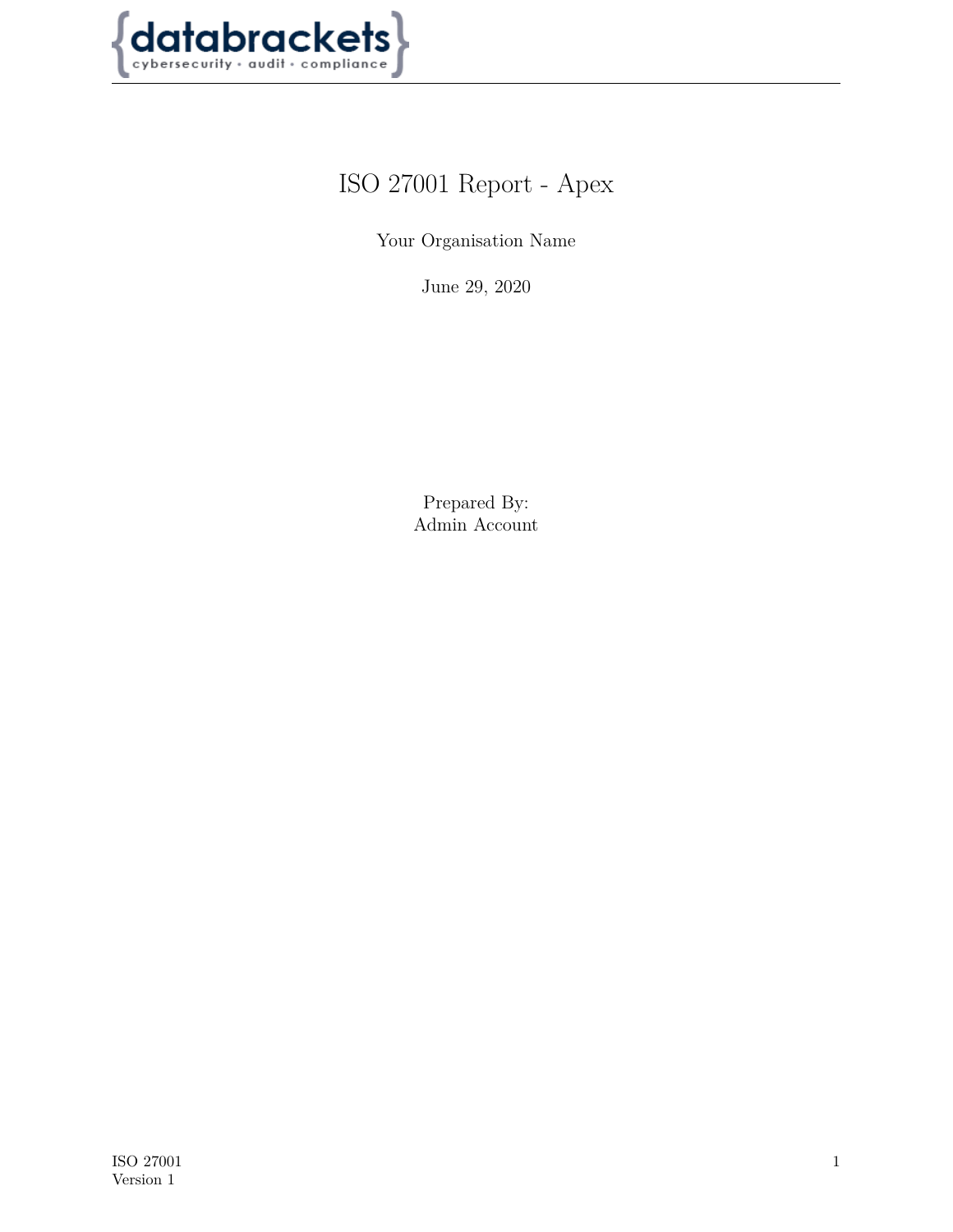# ISO 27001 Report - Apex

Your Organisation Name

June 29, 2020

Prepared By:
Admin Account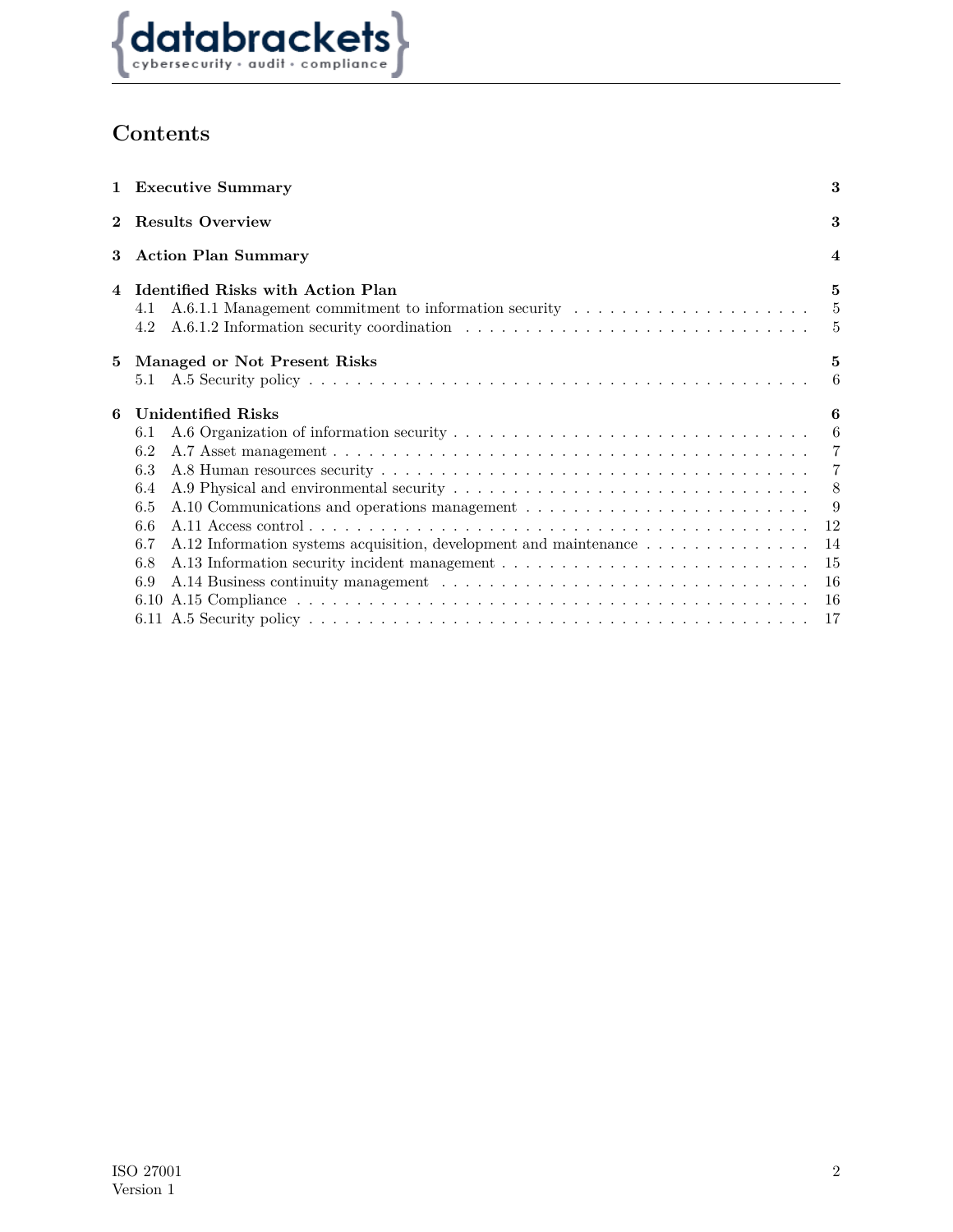# Contents

**1 Executive Summary** **3**

**2 Results Overview** **3**

**3 Action Plan Summary** **4**

**4 Identified Risks with Action Plan** **5**
- 4.1 A.6.1.1 Management commitment to information security . . . 5
- 4.2 A.6.1.2 Information security coordination . . . 5

**5 Managed or Not Present Risks** **5**
- 5.1 A.5 Security policy . . . 6

**6 Unidentified Risks** **6**
- 6.1 A.6 Organization of information security . . . 6
- 6.2 A.7 Asset management . . . 7
- 6.3 A.8 Human resources security . . . 7
- 6.4 A.9 Physical and environmental security . . . 8
- 6.5 A.10 Communications and operations management . . . 9
- 6.6 A.11 Access control . . . 12
- 6.7 A.12 Information systems acquisition, development and maintenance . . . 14
- 6.8 A.13 Information security incident management . . . 15
- 6.9 A.14 Business continuity management . . . 16
- 6.10 A.15 Compliance . . . 16
- 6.11 A.5 Security policy . . . 17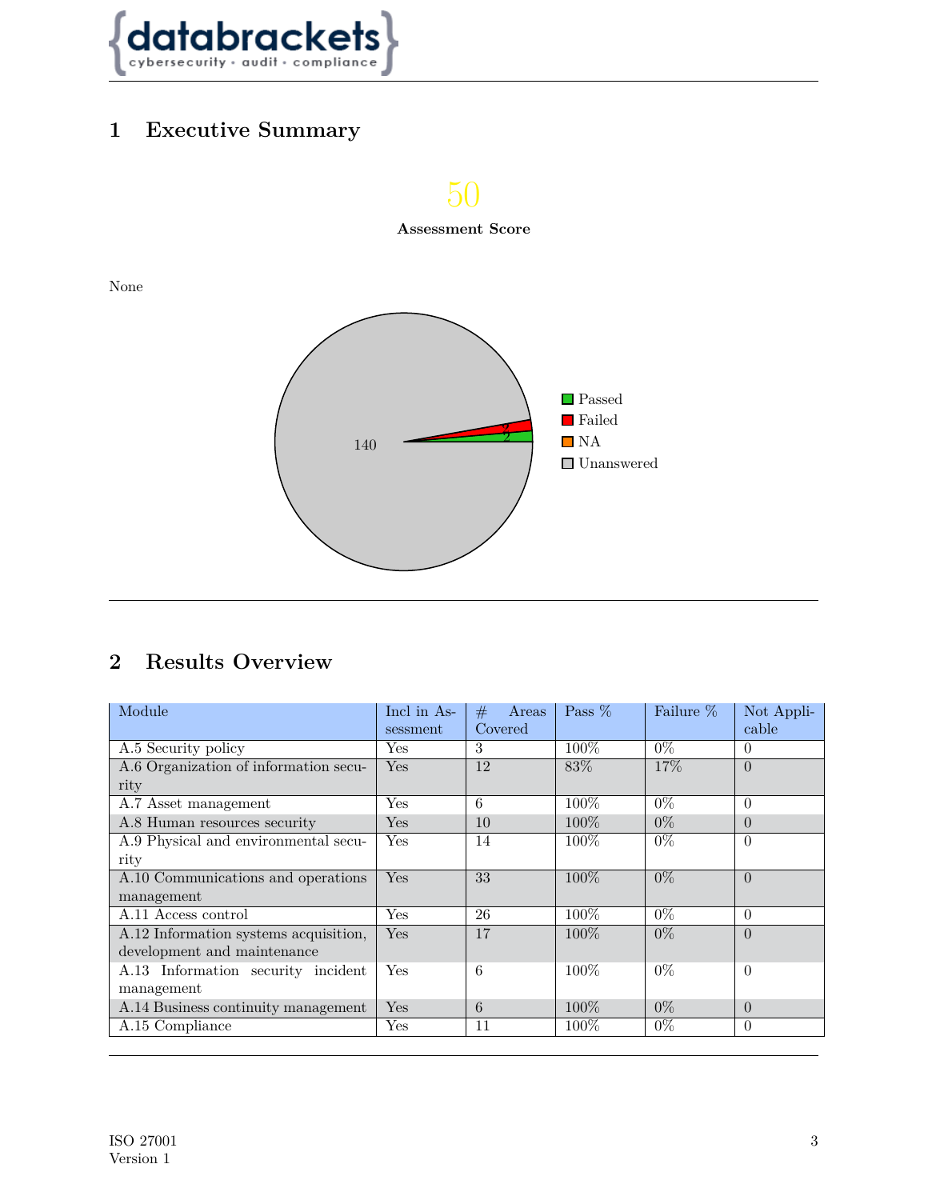## 1 Executive Summary

50

**Assessment Score**

None

140

2

2

- Passed
- Failed
- NA
- Unanswered

## 2 Results Overview

| Module | Incl in Assessment | # Areas Covered | Pass % | Failure % | Not Applicable |
|---|---|---|---|---|---|
| A.5 Security policy | Yes | 3 | 100% | 0% | 0 |
| A.6 Organization of information security | Yes | 12 | 83% | 17% | 0 |
| A.7 Asset management | Yes | 6 | 100% | 0% | 0 |
| A.8 Human resources security | Yes | 10 | 100% | 0% | 0 |
| A.9 Physical and environmental security | Yes | 14 | 100% | 0% | 0 |
| A.10 Communications and operations management | Yes | 33 | 100% | 0% | 0 |
| A.11 Access control | Yes | 26 | 100% | 0% | 0 |
| A.12 Information systems acquisition, development and maintenance | Yes | 17 | 100% | 0% | 0 |
| A.13 Information security incident management | Yes | 6 | 100% | 0% | 0 |
| A.14 Business continuity management | Yes | 6 | 100% | 0% | 0 |
| A.15 Compliance | Yes | 11 | 100% | 0% | 0 |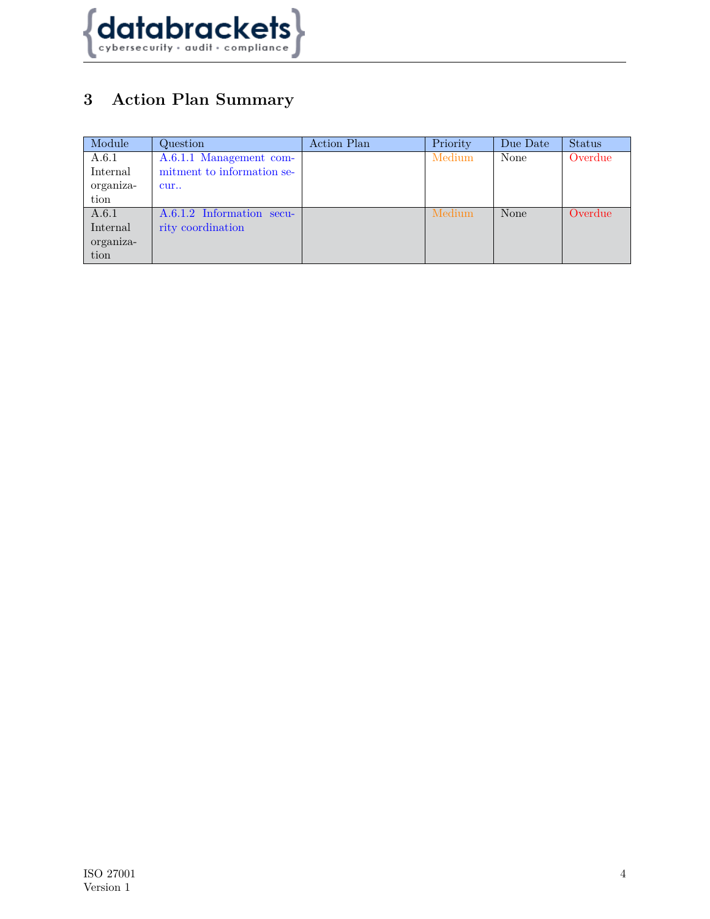## 3 Action Plan Summary

| Module | Question | Action Plan | Priority | Due Date | Status |
|---|---|---|---|---|---|
| A.6.1 Internal organization | A.6.1.1 Management commitment to information secur.. | | Medium | None | Overdue |
| A.6.1 Internal organization | A.6.1.2 Information security coordination | | Medium | None | Overdue |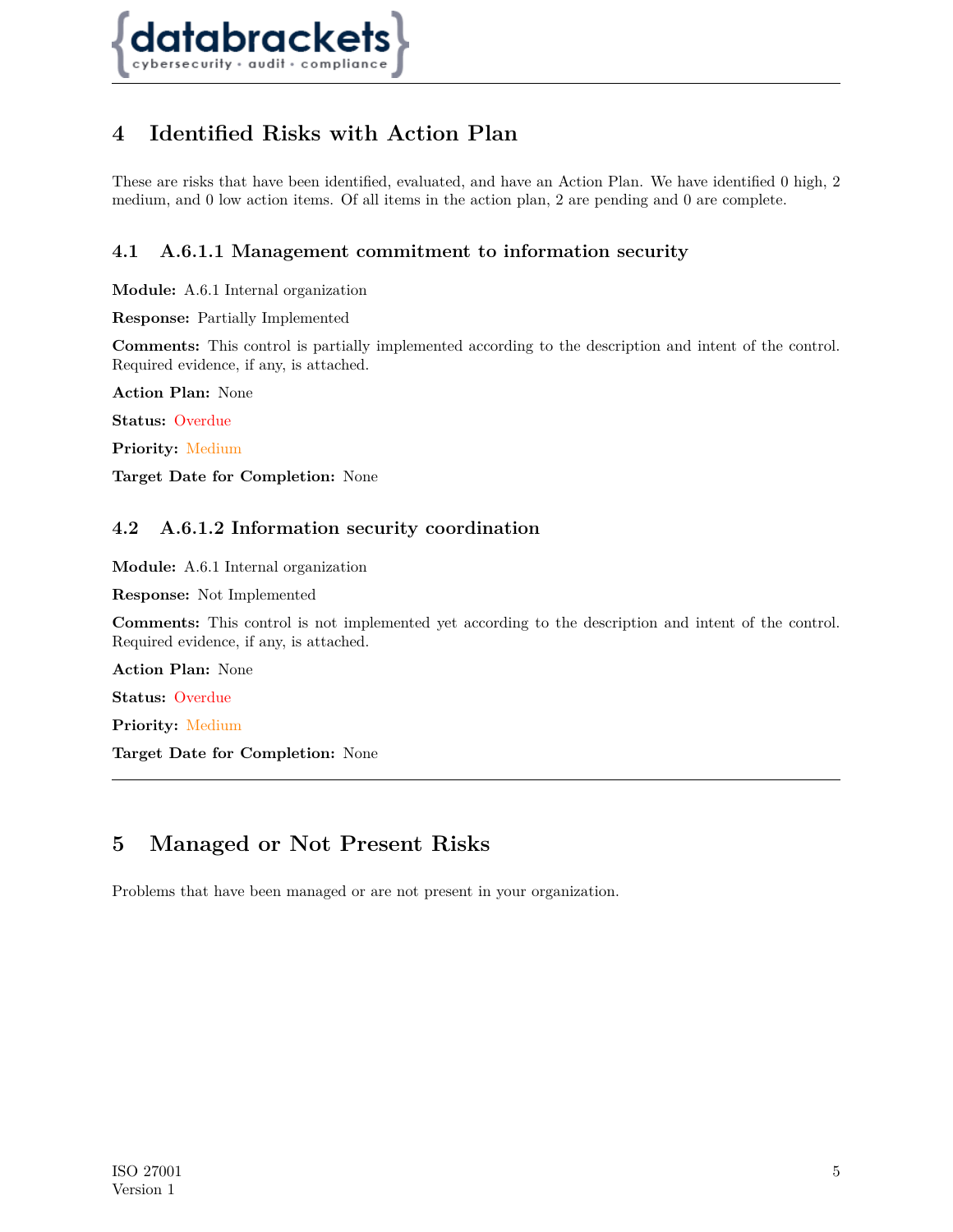# 4 Identified Risks with Action Plan

These are risks that have been identified, evaluated, and have an Action Plan. We have identified 0 high, 2 medium, and 0 low action items. Of all items in the action plan, 2 are pending and 0 are complete.

## 4.1 A.6.1.1 Management commitment to information security

**Module:** A.6.1 Internal organization

**Response:** Partially Implemented

**Comments:** This control is partially implemented according to the description and intent of the control. Required evidence, if any, is attached.

**Action Plan:** None

**Status:** Overdue

**Priority:** Medium

**Target Date for Completion:** None

## 4.2 A.6.1.2 Information security coordination

**Module:** A.6.1 Internal organization

**Response:** Not Implemented

**Comments:** This control is not implemented yet according to the description and intent of the control. Required evidence, if any, is attached.

**Action Plan:** None

**Status:** Overdue

**Priority:** Medium

**Target Date for Completion:** None

---

# 5 Managed or Not Present Risks

Problems that have been managed or are not present in your organization.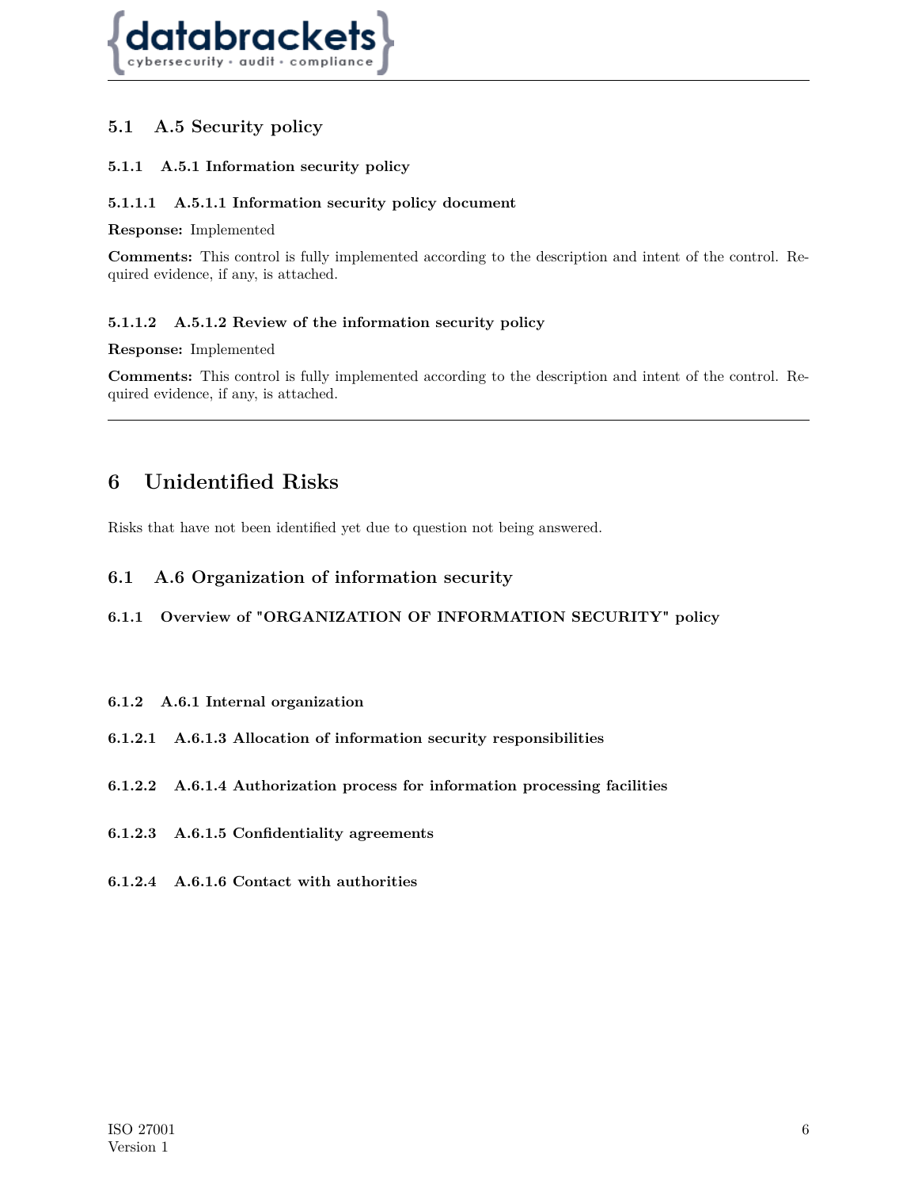## 5.1 A.5 Security policy

### 5.1.1 A.5.1 Information security policy

#### 5.1.1.1 A.5.1.1 Information security policy document

**Response:** Implemented

**Comments:** This control is fully implemented according to the description and intent of the control. Required evidence, if any, is attached.

#### 5.1.1.2 A.5.1.2 Review of the information security policy

**Response:** Implemented

**Comments:** This control is fully implemented according to the description and intent of the control. Required evidence, if any, is attached.

---

# 6 Unidentified Risks

Risks that have not been identified yet due to question not being answered.

## 6.1 A.6 Organization of information security

### 6.1.1 Overview of "ORGANIZATION OF INFORMATION SECURITY" policy

### 6.1.2 A.6.1 Internal organization

#### 6.1.2.1 A.6.1.3 Allocation of information security responsibilities

#### 6.1.2.2 A.6.1.4 Authorization process for information processing facilities

#### 6.1.2.3 A.6.1.5 Confidentiality agreements

#### 6.1.2.4 A.6.1.6 Contact with authorities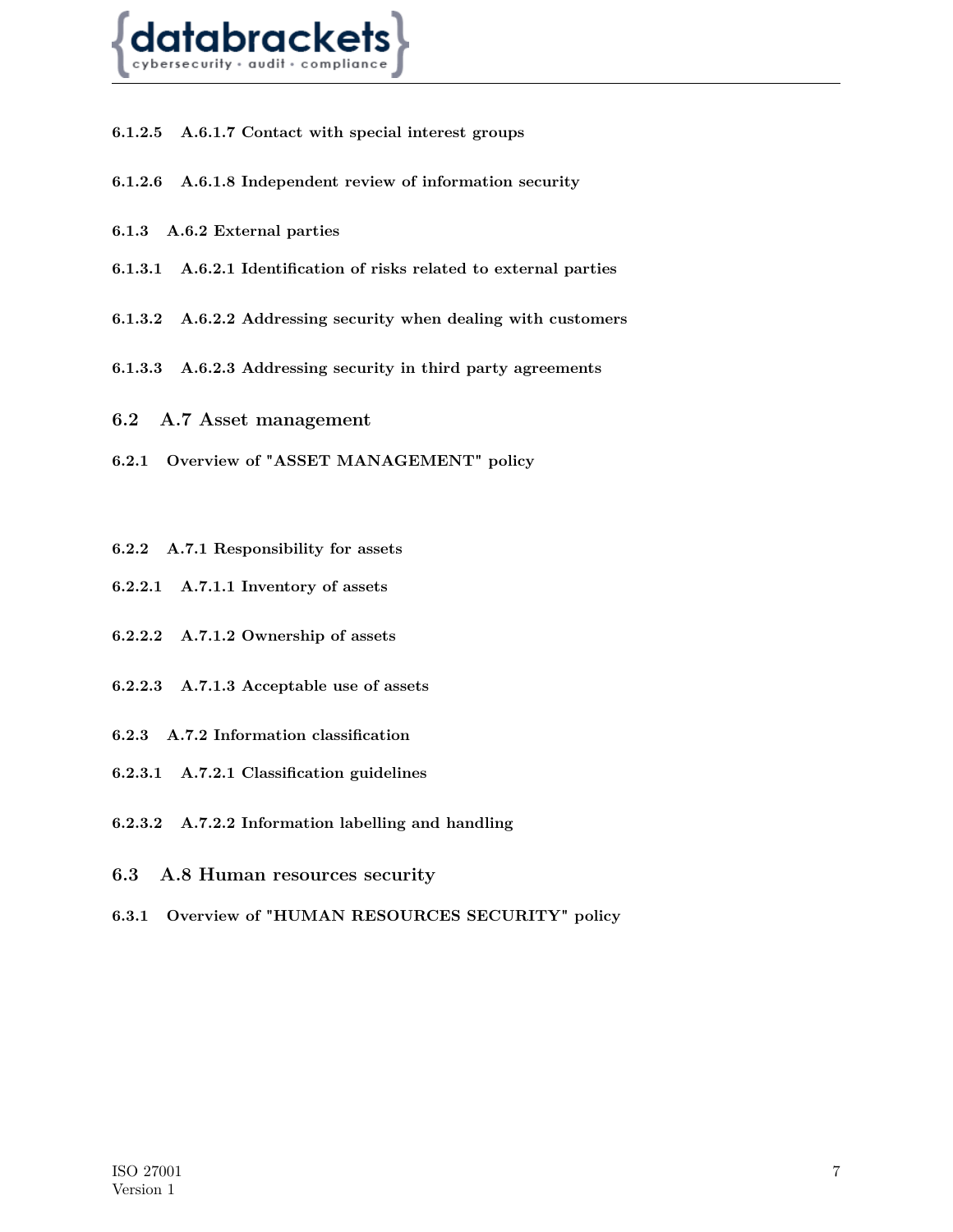#### 6.1.2.5 A.6.1.7 Contact with special interest groups

#### 6.1.2.6 A.6.1.8 Independent review of information security

### 6.1.3 A.6.2 External parties

#### 6.1.3.1 A.6.2.1 Identification of risks related to external parties

#### 6.1.3.2 A.6.2.2 Addressing security when dealing with customers

#### 6.1.3.3 A.6.2.3 Addressing security in third party agreements

## 6.2 A.7 Asset management

### 6.2.1 Overview of "ASSET MANAGEMENT" policy

### 6.2.2 A.7.1 Responsibility for assets

#### 6.2.2.1 A.7.1.1 Inventory of assets

#### 6.2.2.2 A.7.1.2 Ownership of assets

#### 6.2.2.3 A.7.1.3 Acceptable use of assets

### 6.2.3 A.7.2 Information classification

#### 6.2.3.1 A.7.2.1 Classification guidelines

#### 6.2.3.2 A.7.2.2 Information labelling and handling

## 6.3 A.8 Human resources security

### 6.3.1 Overview of "HUMAN RESOURCES SECURITY" policy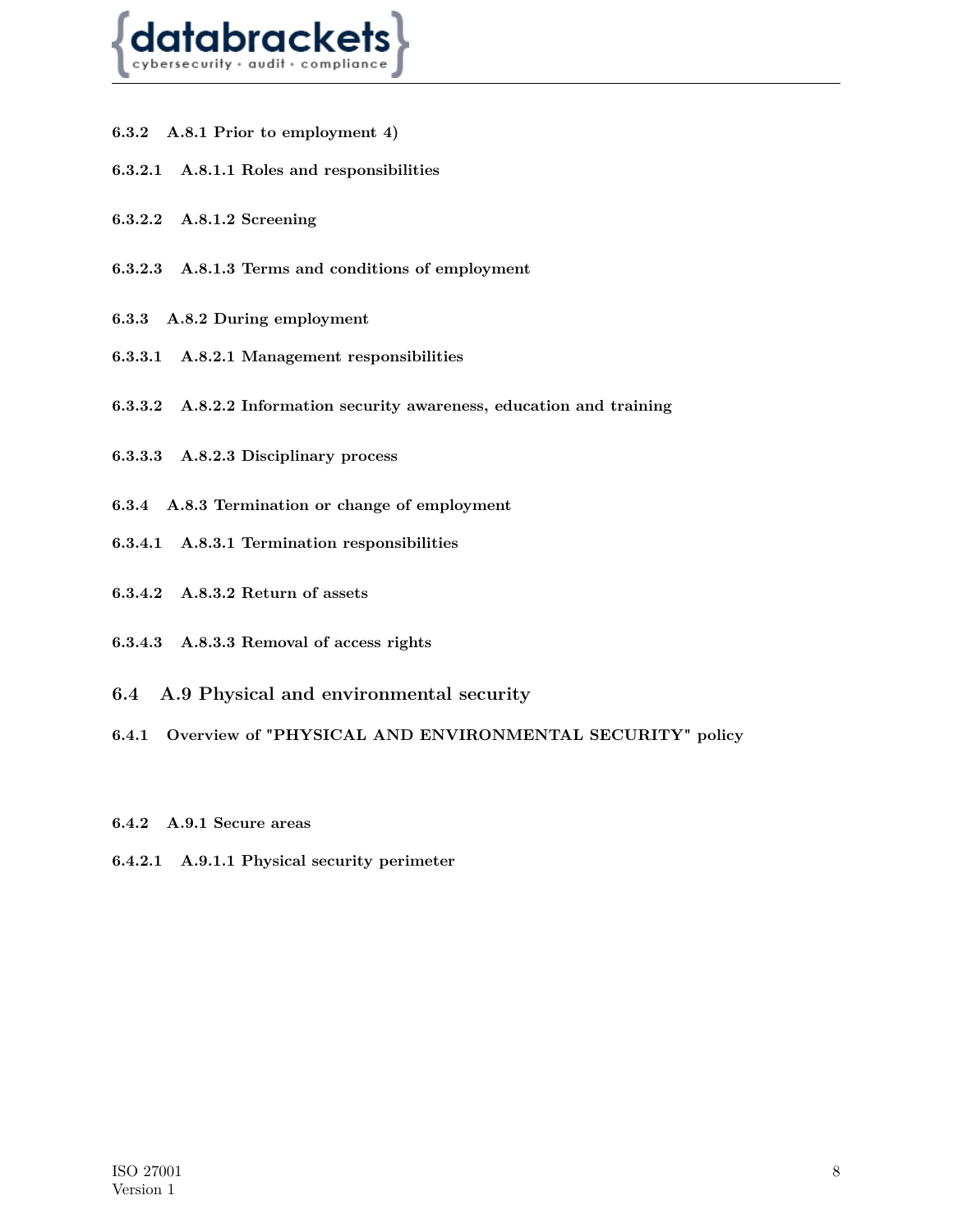### 6.3.2 A.8.1 Prior to employment 4)

#### 6.3.2.1 A.8.1.1 Roles and responsibilities

#### 6.3.2.2 A.8.1.2 Screening

#### 6.3.2.3 A.8.1.3 Terms and conditions of employment

### 6.3.3 A.8.2 During employment

#### 6.3.3.1 A.8.2.1 Management responsibilities

#### 6.3.3.2 A.8.2.2 Information security awareness, education and training

#### 6.3.3.3 A.8.2.3 Disciplinary process

### 6.3.4 A.8.3 Termination or change of employment

#### 6.3.4.1 A.8.3.1 Termination responsibilities

#### 6.3.4.2 A.8.3.2 Return of assets

#### 6.3.4.3 A.8.3.3 Removal of access rights

## 6.4 A.9 Physical and environmental security

### 6.4.1 Overview of "PHYSICAL AND ENVIRONMENTAL SECURITY" policy

### 6.4.2 A.9.1 Secure areas

#### 6.4.2.1 A.9.1.1 Physical security perimeter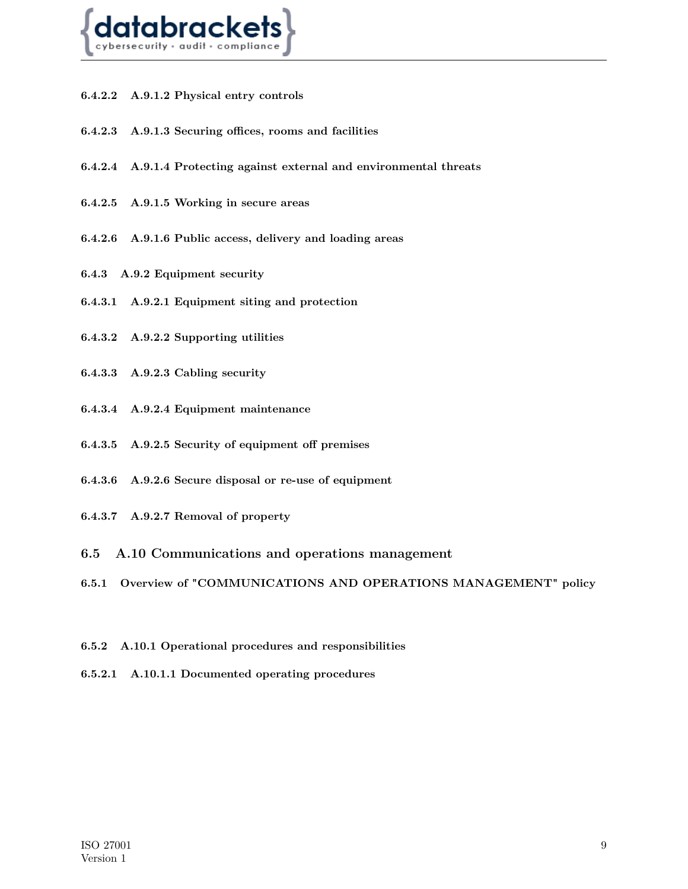#### 6.4.2.2 A.9.1.2 Physical entry controls

#### 6.4.2.3 A.9.1.3 Securing offices, rooms and facilities

#### 6.4.2.4 A.9.1.4 Protecting against external and environmental threats

#### 6.4.2.5 A.9.1.5 Working in secure areas

#### 6.4.2.6 A.9.1.6 Public access, delivery and loading areas

### 6.4.3 A.9.2 Equipment security

#### 6.4.3.1 A.9.2.1 Equipment siting and protection

#### 6.4.3.2 A.9.2.2 Supporting utilities

#### 6.4.3.3 A.9.2.3 Cabling security

#### 6.4.3.4 A.9.2.4 Equipment maintenance

#### 6.4.3.5 A.9.2.5 Security of equipment off premises

#### 6.4.3.6 A.9.2.6 Secure disposal or re-use of equipment

#### 6.4.3.7 A.9.2.7 Removal of property

## 6.5 A.10 Communications and operations management

### 6.5.1 Overview of "COMMUNICATIONS AND OPERATIONS MANAGEMENT" policy

### 6.5.2 A.10.1 Operational procedures and responsibilities

#### 6.5.2.1 A.10.1.1 Documented operating procedures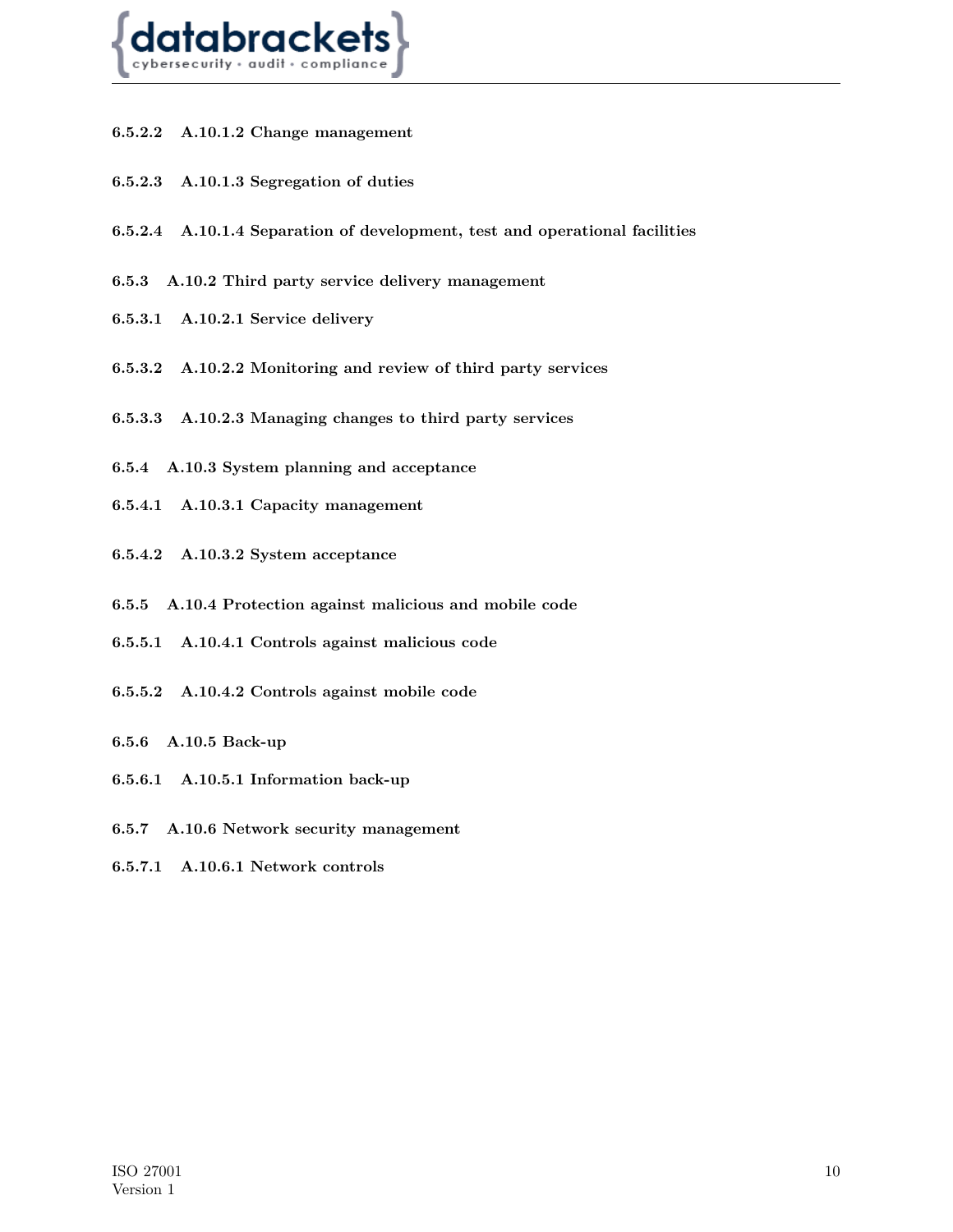#### 6.5.2.2 A.10.1.2 Change management

#### 6.5.2.3 A.10.1.3 Segregation of duties

#### 6.5.2.4 A.10.1.4 Separation of development, test and operational facilities

### 6.5.3 A.10.2 Third party service delivery management

#### 6.5.3.1 A.10.2.1 Service delivery

#### 6.5.3.2 A.10.2.2 Monitoring and review of third party services

#### 6.5.3.3 A.10.2.3 Managing changes to third party services

### 6.5.4 A.10.3 System planning and acceptance

#### 6.5.4.1 A.10.3.1 Capacity management

#### 6.5.4.2 A.10.3.2 System acceptance

### 6.5.5 A.10.4 Protection against malicious and mobile code

#### 6.5.5.1 A.10.4.1 Controls against malicious code

#### 6.5.5.2 A.10.4.2 Controls against mobile code

### 6.5.6 A.10.5 Back-up

#### 6.5.6.1 A.10.5.1 Information back-up

### 6.5.7 A.10.6 Network security management

#### 6.5.7.1 A.10.6.1 Network controls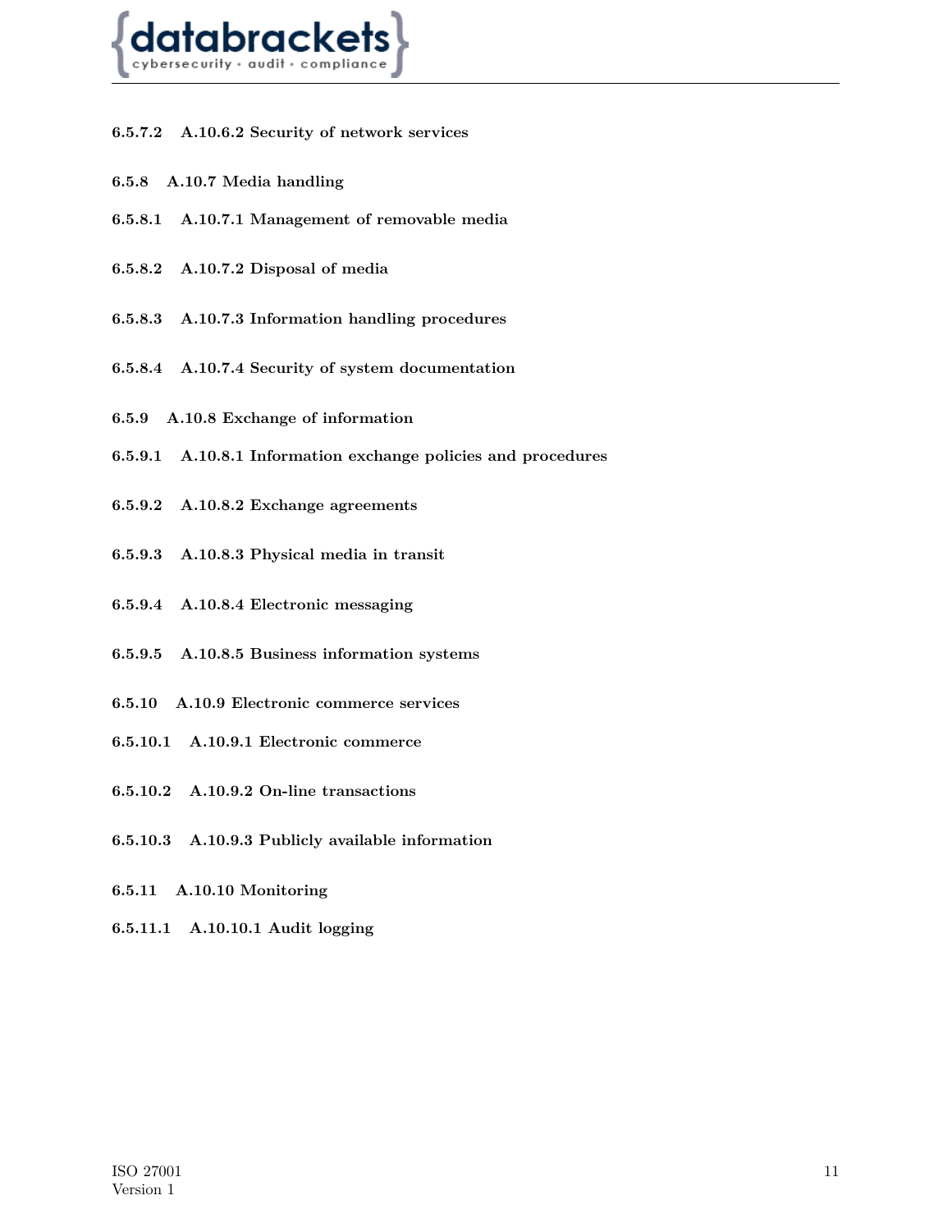#### 6.5.7.2 A.10.6.2 Security of network services

### 6.5.8 A.10.7 Media handling

#### 6.5.8.1 A.10.7.1 Management of removable media

#### 6.5.8.2 A.10.7.2 Disposal of media

#### 6.5.8.3 A.10.7.3 Information handling procedures

#### 6.5.8.4 A.10.7.4 Security of system documentation

### 6.5.9 A.10.8 Exchange of information

#### 6.5.9.1 A.10.8.1 Information exchange policies and procedures

#### 6.5.9.2 A.10.8.2 Exchange agreements

#### 6.5.9.3 A.10.8.3 Physical media in transit

#### 6.5.9.4 A.10.8.4 Electronic messaging

#### 6.5.9.5 A.10.8.5 Business information systems

### 6.5.10 A.10.9 Electronic commerce services

#### 6.5.10.1 A.10.9.1 Electronic commerce

#### 6.5.10.2 A.10.9.2 On-line transactions

#### 6.5.10.3 A.10.9.3 Publicly available information

### 6.5.11 A.10.10 Monitoring

#### 6.5.11.1 A.10.10.1 Audit logging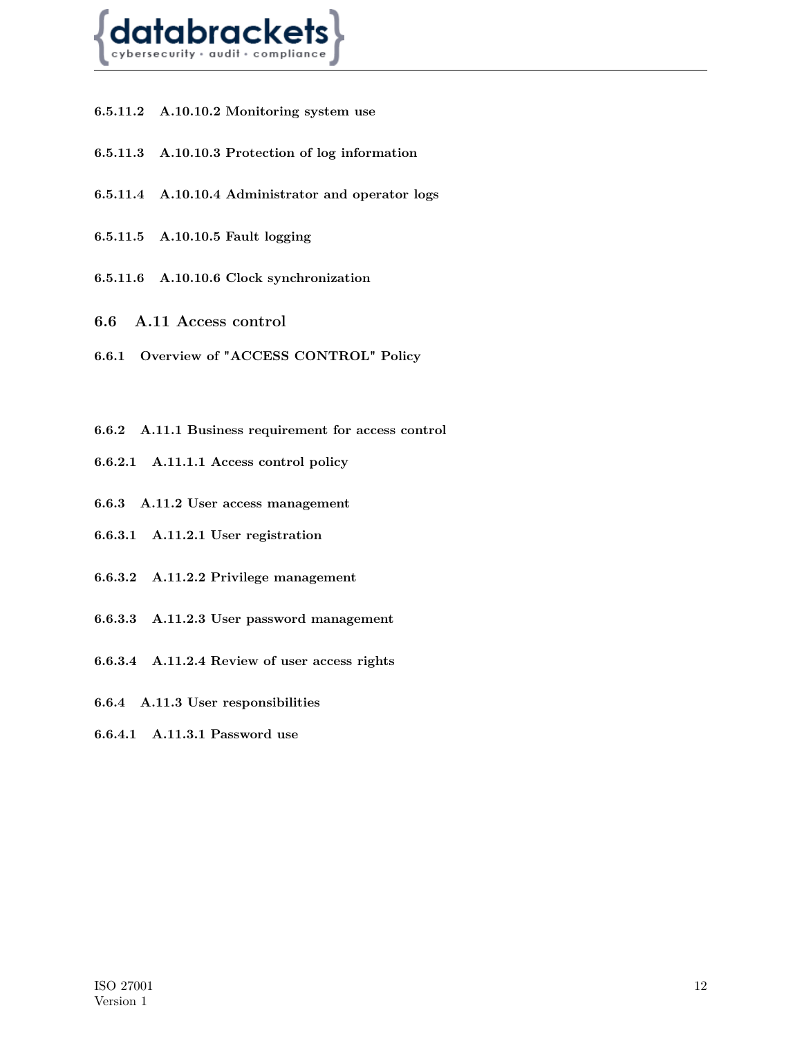#### 6.5.11.2 A.10.10.2 Monitoring system use

#### 6.5.11.3 A.10.10.3 Protection of log information

#### 6.5.11.4 A.10.10.4 Administrator and operator logs

#### 6.5.11.5 A.10.10.5 Fault logging

#### 6.5.11.6 A.10.10.6 Clock synchronization

## 6.6 A.11 Access control

### 6.6.1 Overview of "ACCESS CONTROL" Policy

### 6.6.2 A.11.1 Business requirement for access control

#### 6.6.2.1 A.11.1.1 Access control policy

### 6.6.3 A.11.2 User access management

#### 6.6.3.1 A.11.2.1 User registration

#### 6.6.3.2 A.11.2.2 Privilege management

#### 6.6.3.3 A.11.2.3 User password management

#### 6.6.3.4 A.11.2.4 Review of user access rights

### 6.6.4 A.11.3 User responsibilities

#### 6.6.4.1 A.11.3.1 Password use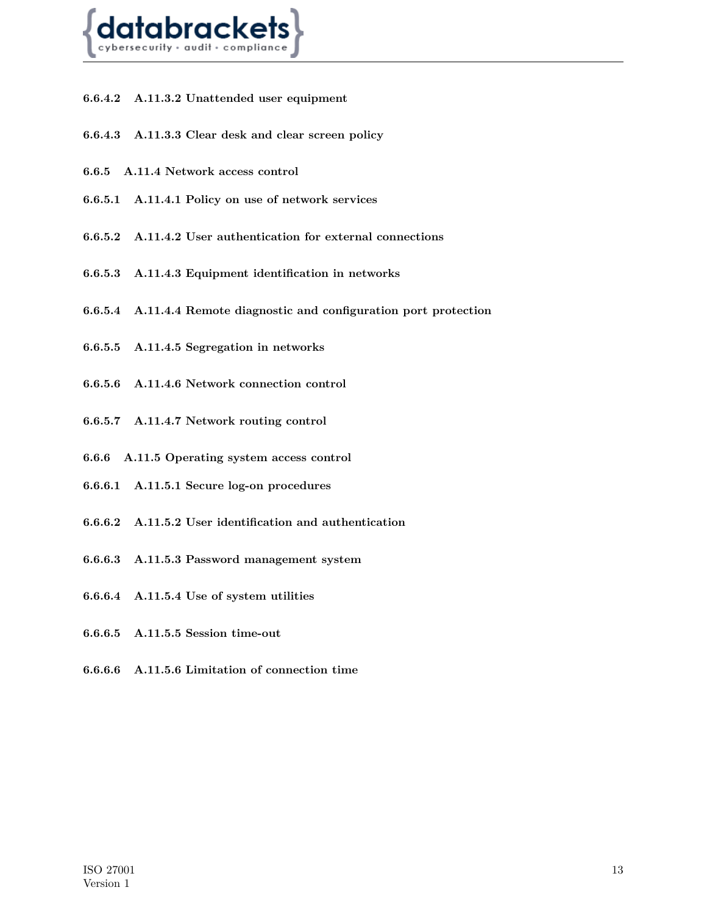#### 6.6.4.2 A.11.3.2 Unattended user equipment

#### 6.6.4.3 A.11.3.3 Clear desk and clear screen policy

### 6.6.5 A.11.4 Network access control

#### 6.6.5.1 A.11.4.1 Policy on use of network services

#### 6.6.5.2 A.11.4.2 User authentication for external connections

#### 6.6.5.3 A.11.4.3 Equipment identification in networks

#### 6.6.5.4 A.11.4.4 Remote diagnostic and configuration port protection

#### 6.6.5.5 A.11.4.5 Segregation in networks

#### 6.6.5.6 A.11.4.6 Network connection control

#### 6.6.5.7 A.11.4.7 Network routing control

### 6.6.6 A.11.5 Operating system access control

#### 6.6.6.1 A.11.5.1 Secure log-on procedures

#### 6.6.6.2 A.11.5.2 User identification and authentication

#### 6.6.6.3 A.11.5.3 Password management system

#### 6.6.6.4 A.11.5.4 Use of system utilities

#### 6.6.6.5 A.11.5.5 Session time-out

#### 6.6.6.6 A.11.5.6 Limitation of connection time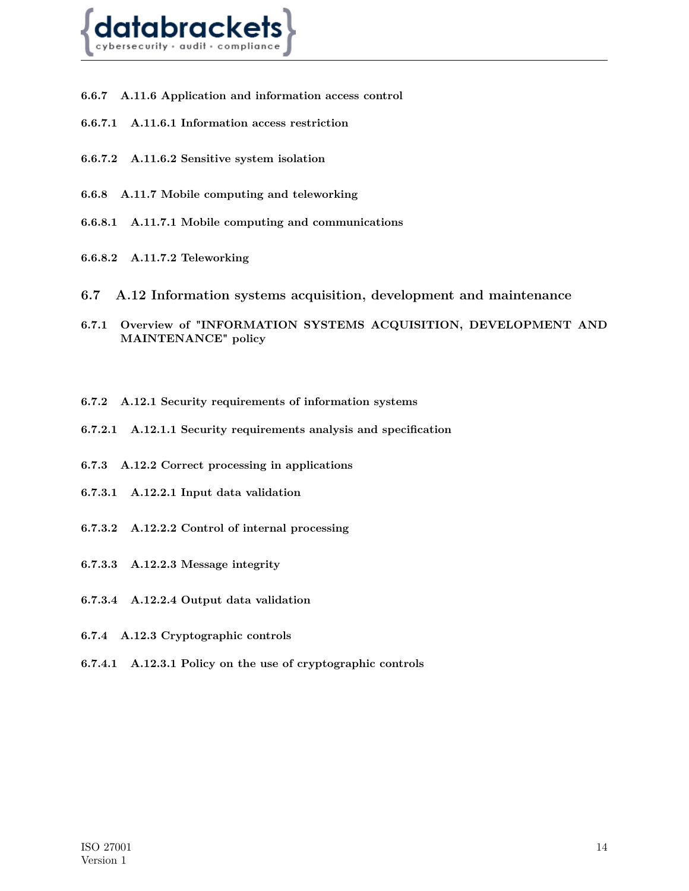### 6.6.7 A.11.6 Application and information access control

#### 6.6.7.1 A.11.6.1 Information access restriction

#### 6.6.7.2 A.11.6.2 Sensitive system isolation

### 6.6.8 A.11.7 Mobile computing and teleworking

#### 6.6.8.1 A.11.7.1 Mobile computing and communications

#### 6.6.8.2 A.11.7.2 Teleworking

## 6.7 A.12 Information systems acquisition, development and maintenance

### 6.7.1 Overview of "INFORMATION SYSTEMS ACQUISITION, DEVELOPMENT AND MAINTENANCE" policy

### 6.7.2 A.12.1 Security requirements of information systems

#### 6.7.2.1 A.12.1.1 Security requirements analysis and specification

### 6.7.3 A.12.2 Correct processing in applications

#### 6.7.3.1 A.12.2.1 Input data validation

#### 6.7.3.2 A.12.2.2 Control of internal processing

#### 6.7.3.3 A.12.2.3 Message integrity

#### 6.7.3.4 A.12.2.4 Output data validation

### 6.7.4 A.12.3 Cryptographic controls

#### 6.7.4.1 A.12.3.1 Policy on the use of cryptographic controls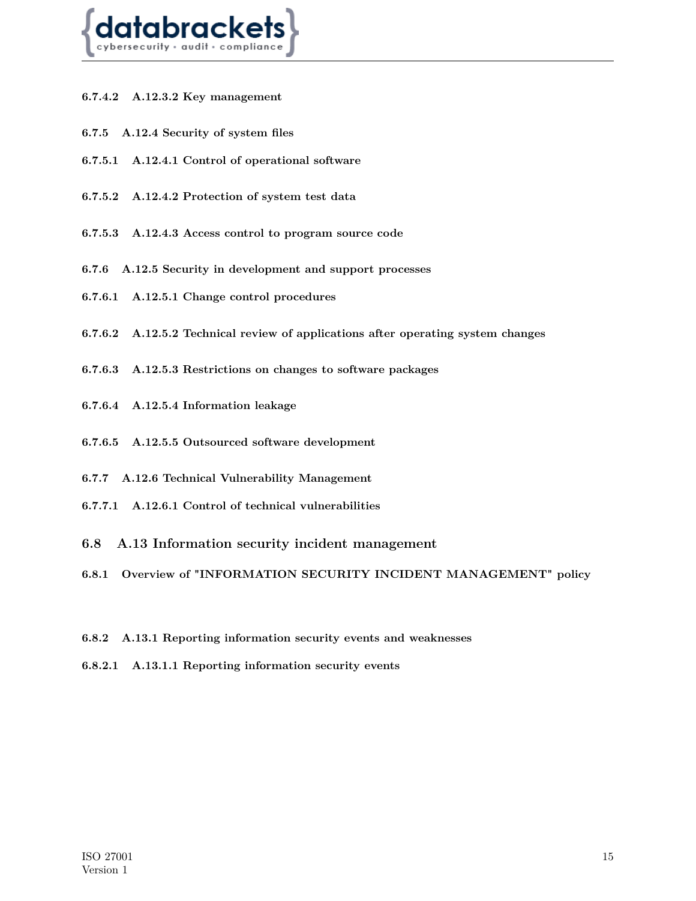#### 6.7.4.2 A.12.3.2 Key management

### 6.7.5 A.12.4 Security of system files

#### 6.7.5.1 A.12.4.1 Control of operational software

#### 6.7.5.2 A.12.4.2 Protection of system test data

#### 6.7.5.3 A.12.4.3 Access control to program source code

### 6.7.6 A.12.5 Security in development and support processes

#### 6.7.6.1 A.12.5.1 Change control procedures

#### 6.7.6.2 A.12.5.2 Technical review of applications after operating system changes

#### 6.7.6.3 A.12.5.3 Restrictions on changes to software packages

#### 6.7.6.4 A.12.5.4 Information leakage

#### 6.7.6.5 A.12.5.5 Outsourced software development

### 6.7.7 A.12.6 Technical Vulnerability Management

#### 6.7.7.1 A.12.6.1 Control of technical vulnerabilities

## 6.8 A.13 Information security incident management

### 6.8.1 Overview of "INFORMATION SECURITY INCIDENT MANAGEMENT" policy

### 6.8.2 A.13.1 Reporting information security events and weaknesses

#### 6.8.2.1 A.13.1.1 Reporting information security events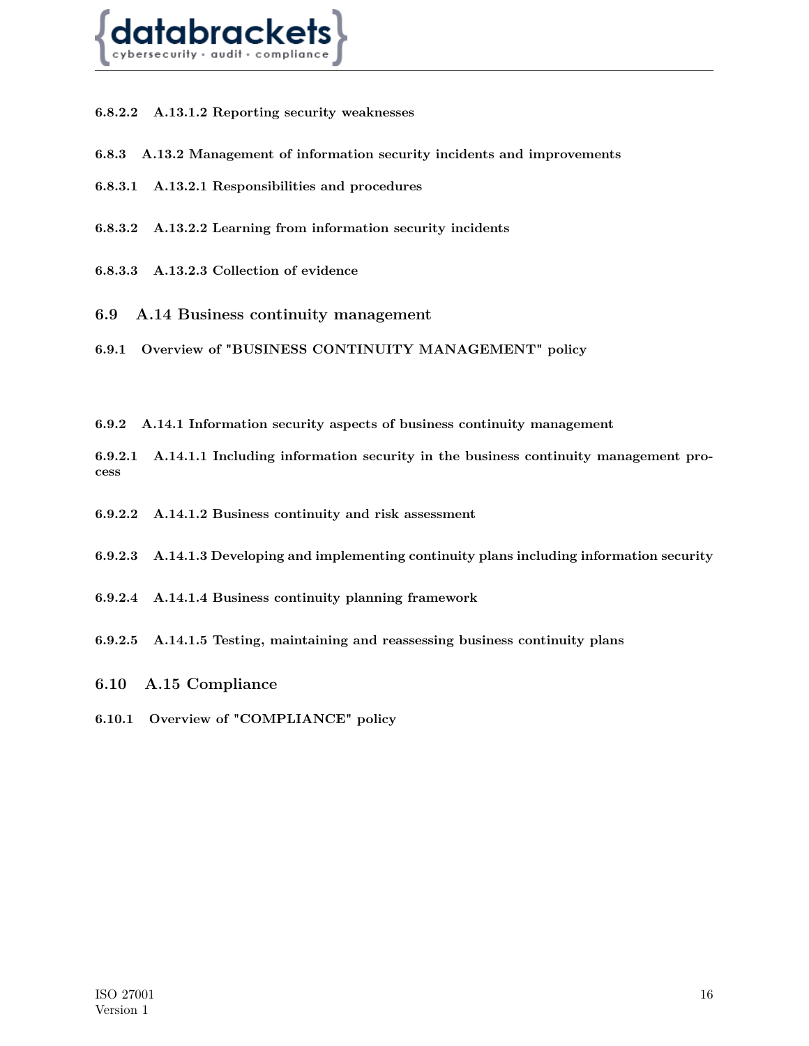#### 6.8.2.2 A.13.1.2 Reporting security weaknesses

### 6.8.3 A.13.2 Management of information security incidents and improvements

#### 6.8.3.1 A.13.2.1 Responsibilities and procedures

#### 6.8.3.2 A.13.2.2 Learning from information security incidents

#### 6.8.3.3 A.13.2.3 Collection of evidence

## 6.9 A.14 Business continuity management

### 6.9.1 Overview of "BUSINESS CONTINUITY MANAGEMENT" policy

### 6.9.2 A.14.1 Information security aspects of business continuity management

#### 6.9.2.1 A.14.1.1 Including information security in the business continuity management process

#### 6.9.2.2 A.14.1.2 Business continuity and risk assessment

#### 6.9.2.3 A.14.1.3 Developing and implementing continuity plans including information security

#### 6.9.2.4 A.14.1.4 Business continuity planning framework

#### 6.9.2.5 A.14.1.5 Testing, maintaining and reassessing business continuity plans

## 6.10 A.15 Compliance

### 6.10.1 Overview of "COMPLIANCE" policy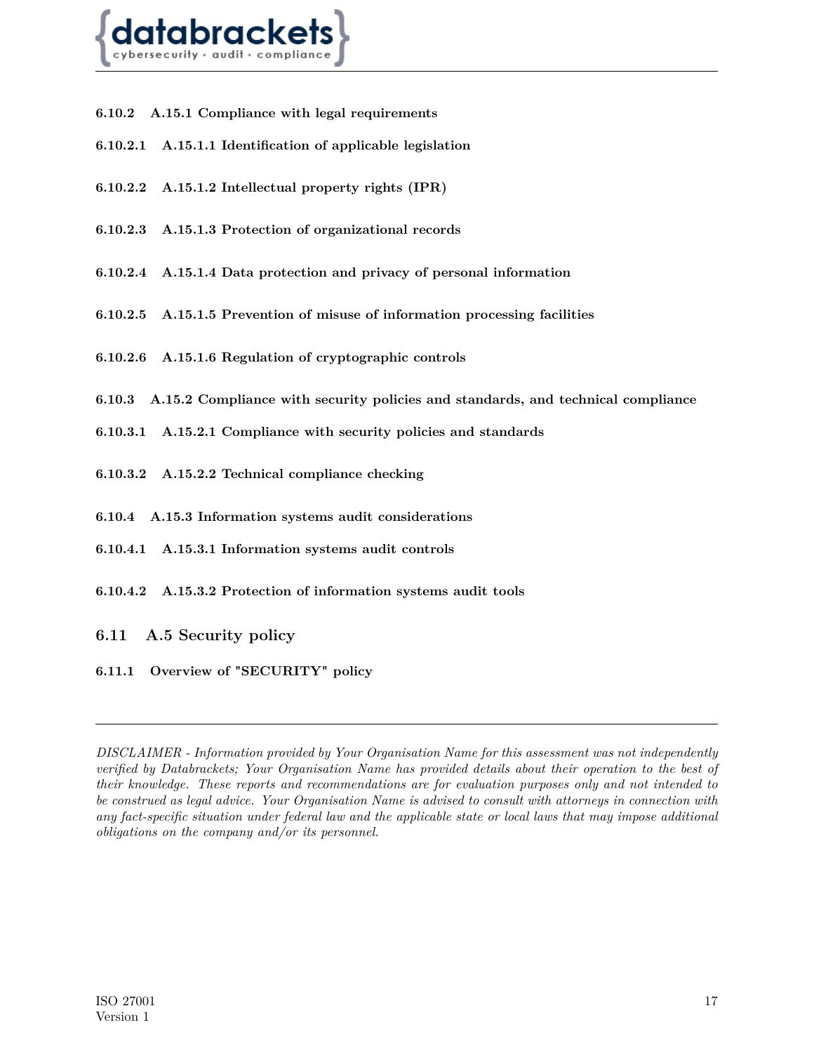#### 6.10.2 A.15.1 Compliance with legal requirements

##### 6.10.2.1 A.15.1.1 Identification of applicable legislation

##### 6.10.2.2 A.15.1.2 Intellectual property rights (IPR)

##### 6.10.2.3 A.15.1.3 Protection of organizational records

##### 6.10.2.4 A.15.1.4 Data protection and privacy of personal information

##### 6.10.2.5 A.15.1.5 Prevention of misuse of information processing facilities

##### 6.10.2.6 A.15.1.6 Regulation of cryptographic controls

#### 6.10.3 A.15.2 Compliance with security policies and standards, and technical compliance

##### 6.10.3.1 A.15.2.1 Compliance with security policies and standards

##### 6.10.3.2 A.15.2.2 Technical compliance checking

#### 6.10.4 A.15.3 Information systems audit considerations

##### 6.10.4.1 A.15.3.1 Information systems audit controls

##### 6.10.4.2 A.15.3.2 Protection of information systems audit tools

### 6.11 A.5 Security policy

#### 6.11.1 Overview of "SECURITY" policy

---

*DISCLAIMER - Information provided by Your Organisation Name for this assessment was not independently verified by Databrackets; Your Organisation Name has provided details about their operation to the best of their knowledge. These reports and recommendations are for evaluation purposes only and not intended to be construed as legal advice. Your Organisation Name is advised to consult with attorneys in connection with any fact-specific situation under federal law and the applicable state or local laws that may impose additional obligations on the company and/or its personnel.*